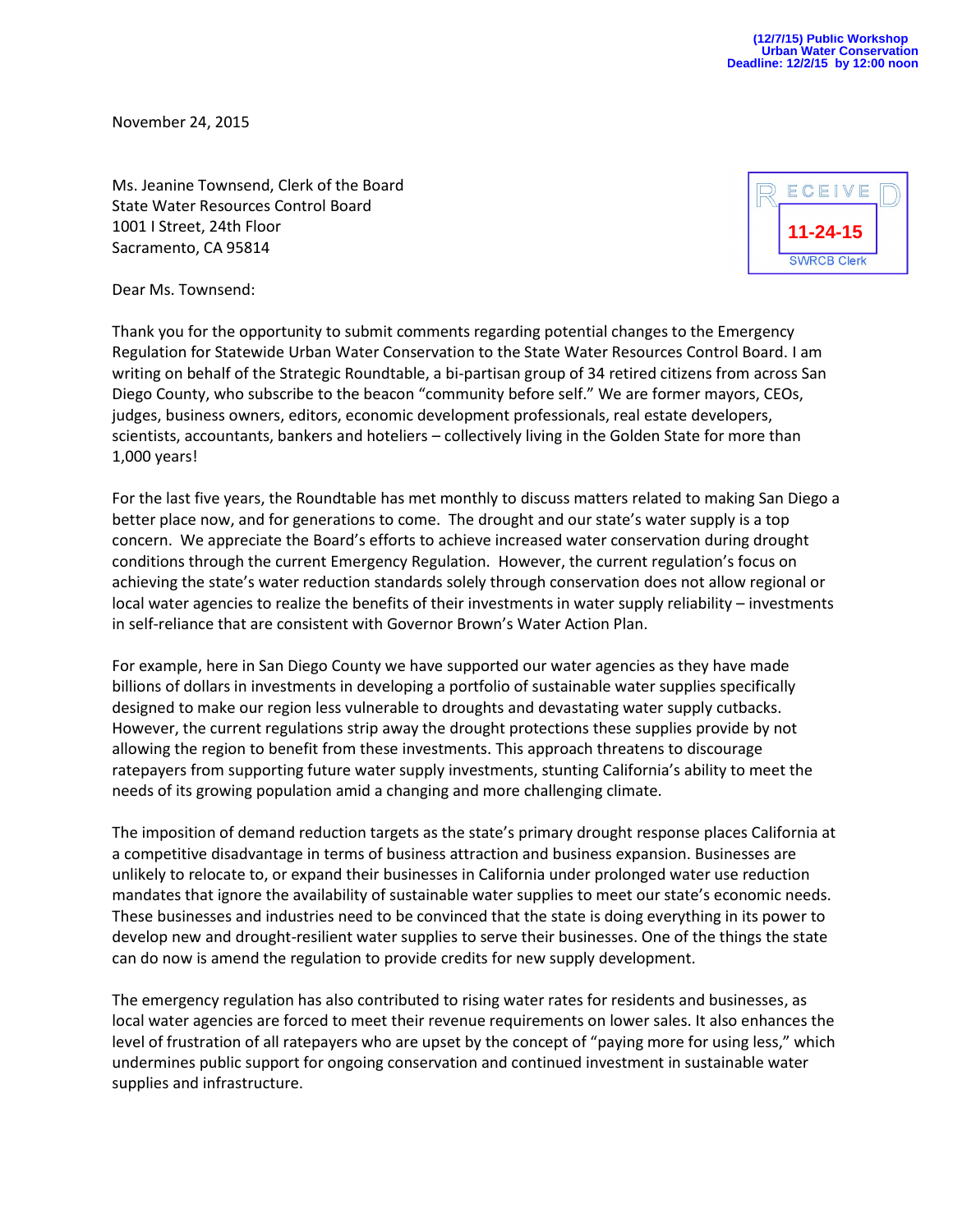(12/7/15) Public Workshop
Urban Water Conservation
Deadline: 12/2/15 by 12:00 noon

November 24, 2015

Ms. Jeanine Townsend, Clerk of the Board
State Water Resources Control Board
1001 I Street, 24th Floor
Sacramento, CA 95814

RECEIVED
11-24-15
SWRCB Clerk

Dear Ms. Townsend:

Thank you for the opportunity to submit comments regarding potential changes to the Emergency Regulation for Statewide Urban Water Conservation to the State Water Resources Control Board. I am writing on behalf of the Strategic Roundtable, a bi-partisan group of 34 retired citizens from across San Diego County, who subscribe to the beacon "community before self." We are former mayors, CEOs, judges, business owners, editors, economic development professionals, real estate developers, scientists, accountants, bankers and hoteliers – collectively living in the Golden State for more than 1,000 years!

For the last five years, the Roundtable has met monthly to discuss matters related to making San Diego a better place now, and for generations to come. The drought and our state's water supply is a top concern. We appreciate the Board's efforts to achieve increased water conservation during drought conditions through the current Emergency Regulation. However, the current regulation's focus on achieving the state's water reduction standards solely through conservation does not allow regional or local water agencies to realize the benefits of their investments in water supply reliability – investments in self-reliance that are consistent with Governor Brown's Water Action Plan.

For example, here in San Diego County we have supported our water agencies as they have made billions of dollars in investments in developing a portfolio of sustainable water supplies specifically designed to make our region less vulnerable to droughts and devastating water supply cutbacks. However, the current regulations strip away the drought protections these supplies provide by not allowing the region to benefit from these investments. This approach threatens to discourage ratepayers from supporting future water supply investments, stunting California's ability to meet the needs of its growing population amid a changing and more challenging climate.

The imposition of demand reduction targets as the state's primary drought response places California at a competitive disadvantage in terms of business attraction and business expansion. Businesses are unlikely to relocate to, or expand their businesses in California under prolonged water use reduction mandates that ignore the availability of sustainable water supplies to meet our state's economic needs. These businesses and industries need to be convinced that the state is doing everything in its power to develop new and drought-resilient water supplies to serve their businesses. One of the things the state can do now is amend the regulation to provide credits for new supply development.

The emergency regulation has also contributed to rising water rates for residents and businesses, as local water agencies are forced to meet their revenue requirements on lower sales. It also enhances the level of frustration of all ratepayers who are upset by the concept of "paying more for using less," which undermines public support for ongoing conservation and continued investment in sustainable water supplies and infrastructure.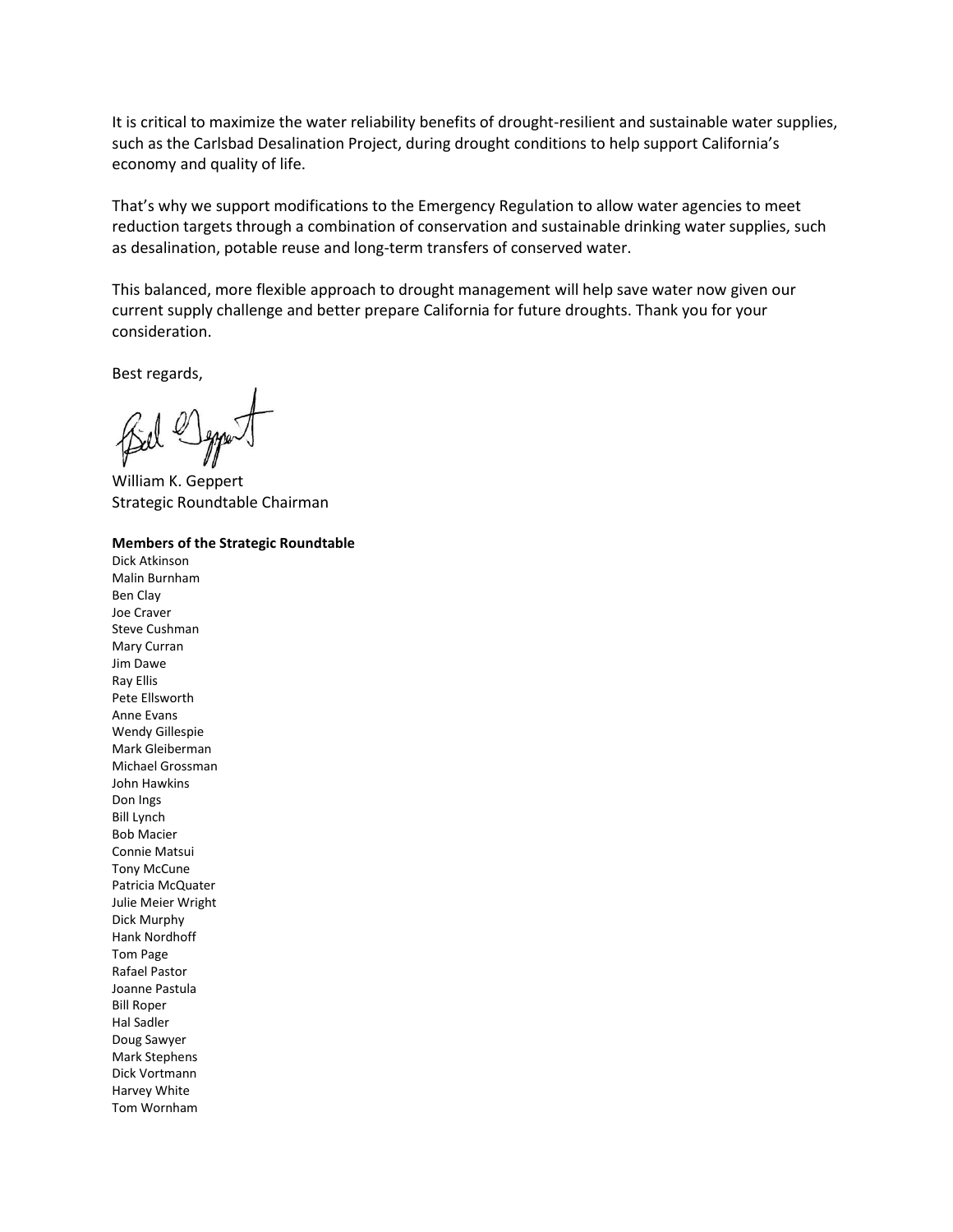It is critical to maximize the water reliability benefits of drought-resilient and sustainable water supplies, such as the Carlsbad Desalination Project, during drought conditions to help support California's economy and quality of life.

That's why we support modifications to the Emergency Regulation to allow water agencies to meet reduction targets through a combination of conservation and sustainable drinking water supplies, such as desalination, potable reuse and long-term transfers of conserved water.

This balanced, more flexible approach to drought management will help save water now given our current supply challenge and better prepare California for future droughts. Thank you for your consideration.

Best regards,

William K. Geppert
Strategic Roundtable Chairman

**Members of the Strategic Roundtable**

Dick Atkinson
Malin Burnham
Ben Clay
Joe Craver
Steve Cushman
Mary Curran
Jim Dawe
Ray Ellis
Pete Ellsworth
Anne Evans
Wendy Gillespie
Mark Gleiberman
Michael Grossman
John Hawkins
Don Ings
Bill Lynch
Bob Macier
Connie Matsui
Tony McCune
Patricia McQuater
Julie Meier Wright
Dick Murphy
Hank Nordhoff
Tom Page
Rafael Pastor
Joanne Pastula
Bill Roper
Hal Sadler
Doug Sawyer
Mark Stephens
Dick Vortmann
Harvey White
Tom Wornham